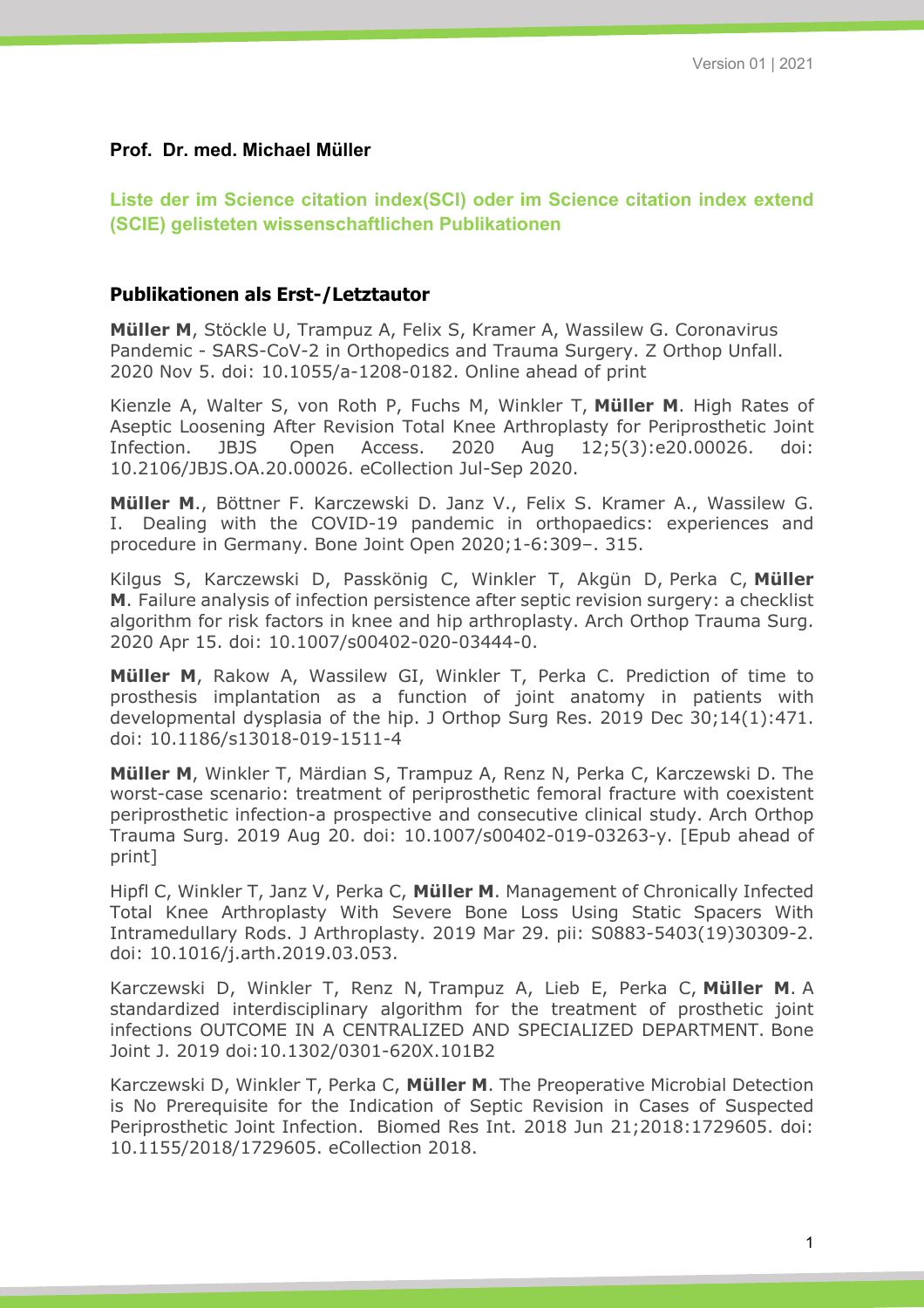**Prof. Dr. med. Michael Müller**

## Liste der im Science citation index(SCI) oder im Science citation index extend (SCIE) gelisteten wissenschaftlichen Publikationen

### Publikationen als Erst-/Letztautor

**Müller M**, Stöckle U, Trampuz A, Felix S, Kramer A, Wassilew G. Coronavirus Pandemic - SARS-CoV-2 in Orthopedics and Trauma Surgery. Z Orthop Unfall. 2020 Nov 5. doi: 10.1055/a-1208-0182. Online ahead of print

Kienzle A, Walter S, von Roth P, Fuchs M, Winkler T, **Müller M**. High Rates of Aseptic Loosening After Revision Total Knee Arthroplasty for Periprosthetic Joint Infection. JBJS Open Access. 2020 Aug 12;5(3):e20.00026. doi: 10.2106/JBJS.OA.20.00026. eCollection Jul-Sep 2020.

**Müller M**., Böttner F. Karczewski D. Janz V., Felix S. Kramer A., Wassilew G. I. Dealing with the COVID-19 pandemic in orthopaedics: experiences and procedure in Germany. Bone Joint Open 2020;1-6:309–. 315.

Kilgus S, Karczewski D, Passkönig C, Winkler T, Akgün D, Perka C, **Müller M**. Failure analysis of infection persistence after septic revision surgery: a checklist algorithm for risk factors in knee and hip arthroplasty. Arch Orthop Trauma Surg. 2020 Apr 15. doi: 10.1007/s00402-020-03444-0.

**Müller M**, Rakow A, Wassilew GI, Winkler T, Perka C. Prediction of time to prosthesis implantation as a function of joint anatomy in patients with developmental dysplasia of the hip. J Orthop Surg Res. 2019 Dec 30;14(1):471. doi: 10.1186/s13018-019-1511-4

**Müller M**, Winkler T, Märdian S, Trampuz A, Renz N, Perka C, Karczewski D. The worst-case scenario: treatment of periprosthetic femoral fracture with coexistent periprosthetic infection-a prospective and consecutive clinical study. Arch Orthop Trauma Surg. 2019 Aug 20. doi: 10.1007/s00402-019-03263-y. [Epub ahead of print]

Hipfl C, Winkler T, Janz V, Perka C, **Müller M**. Management of Chronically Infected Total Knee Arthroplasty With Severe Bone Loss Using Static Spacers With Intramedullary Rods. J Arthroplasty. 2019 Mar 29. pii: S0883-5403(19)30309-2. doi: 10.1016/j.arth.2019.03.053.

Karczewski D, Winkler T, Renz N, Trampuz A, Lieb E, Perka C, **Müller M**. A standardized interdisciplinary algorithm for the treatment of prosthetic joint infections OUTCOME IN A CENTRALIZED AND SPECIALIZED DEPARTMENT. Bone Joint J. 2019 doi:10.1302/0301-620X.101B2

Karczewski D, Winkler T, Perka C, **Müller M**. The Preoperative Microbial Detection is No Prerequisite for the Indication of Septic Revision in Cases of Suspected Periprosthetic Joint Infection. Biomed Res Int. 2018 Jun 21;2018:1729605. doi: 10.1155/2018/1729605. eCollection 2018.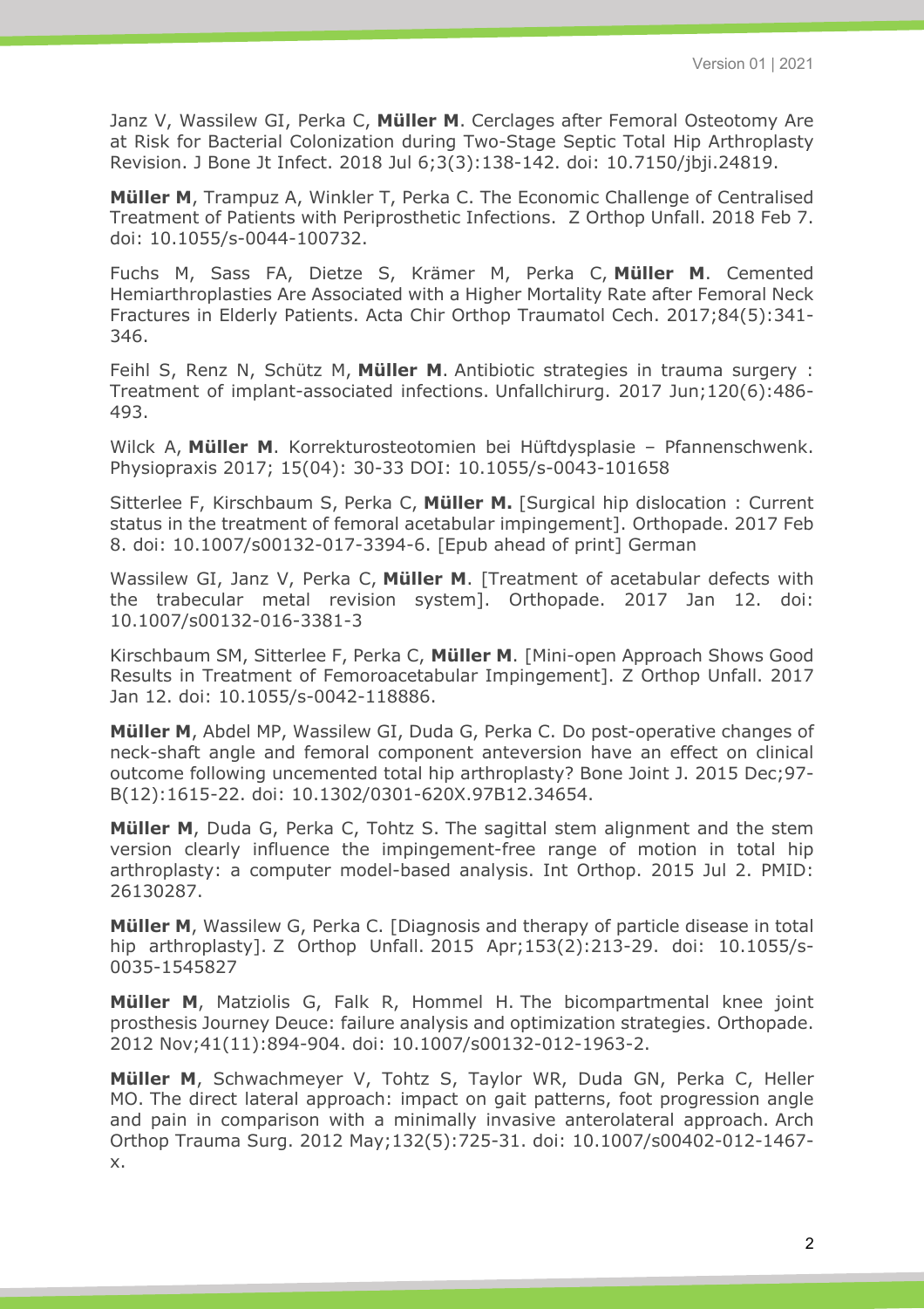Janz V, Wassilew GI, Perka C, **Müller M**. Cerclages after Femoral Osteotomy Are at Risk for Bacterial Colonization during Two-Stage Septic Total Hip Arthroplasty Revision. J Bone Jt Infect. 2018 Jul 6;3(3):138-142. doi: 10.7150/jbji.24819.

**Müller M**, Trampuz A, Winkler T, Perka C. The Economic Challenge of Centralised Treatment of Patients with Periprosthetic Infections. Z Orthop Unfall. 2018 Feb 7. doi: 10.1055/s-0044-100732.

Fuchs M, Sass FA, Dietze S, Krämer M, Perka C, **Müller M**. Cemented Hemiarthroplasties Are Associated with a Higher Mortality Rate after Femoral Neck Fractures in Elderly Patients. Acta Chir Orthop Traumatol Cech. 2017;84(5):341-346.

Feihl S, Renz N, Schütz M, **Müller M**. Antibiotic strategies in trauma surgery : Treatment of implant-associated infections. Unfallchirurg. 2017 Jun;120(6):486-493.

Wilck A, **Müller M**. Korrekturosteotomien bei Hüftdysplasie – Pfannenschwenk. Physiopraxis 2017; 15(04): 30-33 DOI: 10.1055/s-0043-101658

Sitterlee F, Kirschbaum S, Perka C, **Müller M.** [Surgical hip dislocation : Current status in the treatment of femoral acetabular impingement]. Orthopade. 2017 Feb 8. doi: 10.1007/s00132-017-3394-6. [Epub ahead of print] German

Wassilew GI, Janz V, Perka C, **Müller M**. [Treatment of acetabular defects with the trabecular metal revision system]. Orthopade. 2017 Jan 12. doi: 10.1007/s00132-016-3381-3

Kirschbaum SM, Sitterlee F, Perka C, **Müller M**. [Mini-open Approach Shows Good Results in Treatment of Femoroacetabular Impingement]. Z Orthop Unfall. 2017 Jan 12. doi: 10.1055/s-0042-118886.

**Müller M**, Abdel MP, Wassilew GI, Duda G, Perka C. Do post-operative changes of neck-shaft angle and femoral component anteversion have an effect on clinical outcome following uncemented total hip arthroplasty? Bone Joint J. 2015 Dec;97-B(12):1615-22. doi: 10.1302/0301-620X.97B12.34654.

**Müller M**, Duda G, Perka C, Tohtz S. The sagittal stem alignment and the stem version clearly influence the impingement-free range of motion in total hip arthroplasty: a computer model-based analysis. Int Orthop. 2015 Jul 2. PMID: 26130287.

**Müller M**, Wassilew G, Perka C. [Diagnosis and therapy of particle disease in total hip arthroplasty]. Z Orthop Unfall. 2015 Apr;153(2):213-29. doi: 10.1055/s-0035-1545827

**Müller M**, Matziolis G, Falk R, Hommel H. The bicompartmental knee joint prosthesis Journey Deuce: failure analysis and optimization strategies. Orthopade. 2012 Nov;41(11):894-904. doi: 10.1007/s00132-012-1963-2.

**Müller M**, Schwachmeyer V, Tohtz S, Taylor WR, Duda GN, Perka C, Heller MO. The direct lateral approach: impact on gait patterns, foot progression angle and pain in comparison with a minimally invasive anterolateral approach. Arch Orthop Trauma Surg. 2012 May;132(5):725-31. doi: 10.1007/s00402-012-1467-x.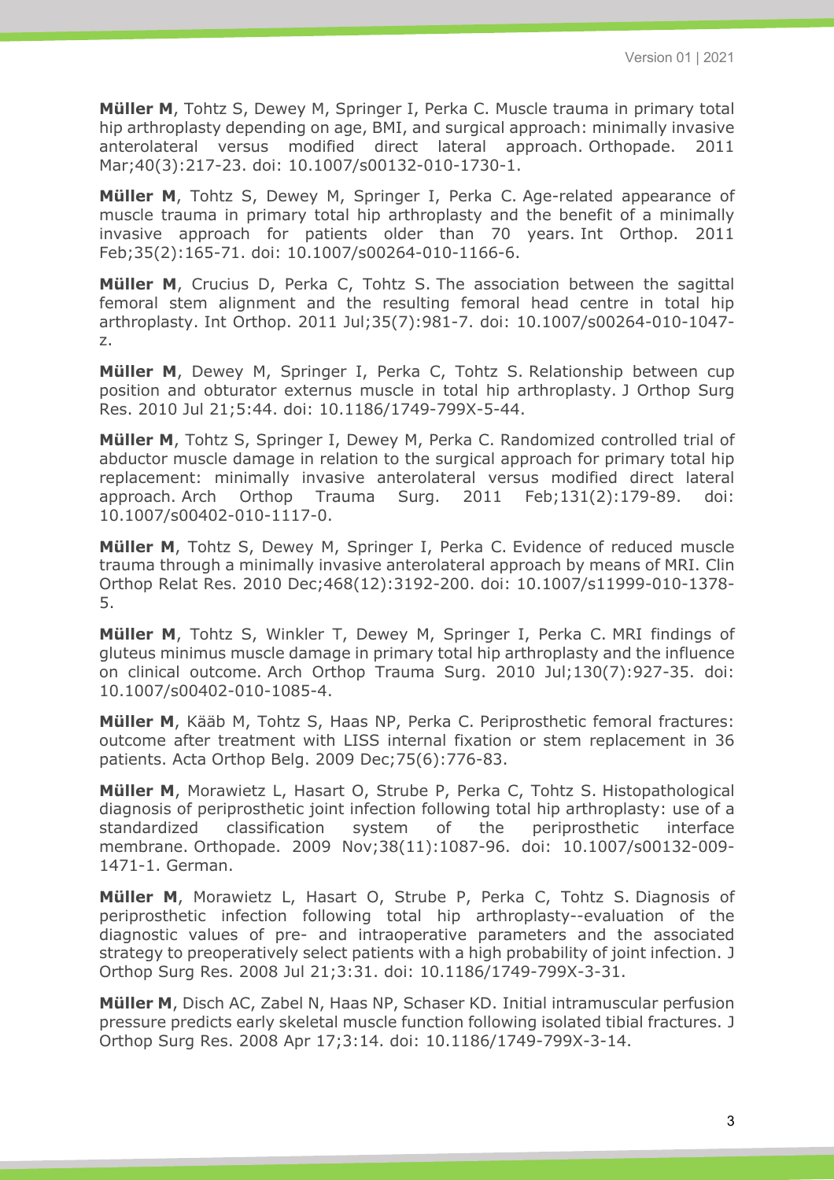**Müller M**, Tohtz S, Dewey M, Springer I, Perka C. Muscle trauma in primary total hip arthroplasty depending on age, BMI, and surgical approach: minimally invasive anterolateral versus modified direct lateral approach. Orthopade. 2011 Mar;40(3):217-23. doi: 10.1007/s00132-010-1730-1.

**Müller M**, Tohtz S, Dewey M, Springer I, Perka C. Age-related appearance of muscle trauma in primary total hip arthroplasty and the benefit of a minimally invasive approach for patients older than 70 years. Int Orthop. 2011 Feb;35(2):165-71. doi: 10.1007/s00264-010-1166-6.

**Müller M**, Crucius D, Perka C, Tohtz S. The association between the sagittal femoral stem alignment and the resulting femoral head centre in total hip arthroplasty. Int Orthop. 2011 Jul;35(7):981-7. doi: 10.1007/s00264-010-1047-z.

**Müller M**, Dewey M, Springer I, Perka C, Tohtz S. Relationship between cup position and obturator externus muscle in total hip arthroplasty. J Orthop Surg Res. 2010 Jul 21;5:44. doi: 10.1186/1749-799X-5-44.

**Müller M**, Tohtz S, Springer I, Dewey M, Perka C. Randomized controlled trial of abductor muscle damage in relation to the surgical approach for primary total hip replacement: minimally invasive anterolateral versus modified direct lateral approach. Arch Orthop Trauma Surg. 2011 Feb;131(2):179-89. doi: 10.1007/s00402-010-1117-0.

**Müller M**, Tohtz S, Dewey M, Springer I, Perka C. Evidence of reduced muscle trauma through a minimally invasive anterolateral approach by means of MRI. Clin Orthop Relat Res. 2010 Dec;468(12):3192-200. doi: 10.1007/s11999-010-1378-5.

**Müller M**, Tohtz S, Winkler T, Dewey M, Springer I, Perka C. MRI findings of gluteus minimus muscle damage in primary total hip arthroplasty and the influence on clinical outcome. Arch Orthop Trauma Surg. 2010 Jul;130(7):927-35. doi: 10.1007/s00402-010-1085-4.

**Müller M**, Kääb M, Tohtz S, Haas NP, Perka C. Periprosthetic femoral fractures: outcome after treatment with LISS internal fixation or stem replacement in 36 patients. Acta Orthop Belg. 2009 Dec;75(6):776-83.

**Müller M**, Morawietz L, Hasart O, Strube P, Perka C, Tohtz S. Histopathological diagnosis of periprosthetic joint infection following total hip arthroplasty: use of a standardized classification system of the periprosthetic interface membrane. Orthopade. 2009 Nov;38(11):1087-96. doi: 10.1007/s00132-009-1471-1. German.

**Müller M**, Morawietz L, Hasart O, Strube P, Perka C, Tohtz S. Diagnosis of periprosthetic infection following total hip arthroplasty--evaluation of the diagnostic values of pre- and intraoperative parameters and the associated strategy to preoperatively select patients with a high probability of joint infection. J Orthop Surg Res. 2008 Jul 21;3:31. doi: 10.1186/1749-799X-3-31.

**Müller M**, Disch AC, Zabel N, Haas NP, Schaser KD. Initial intramuscular perfusion pressure predicts early skeletal muscle function following isolated tibial fractures. J Orthop Surg Res. 2008 Apr 17;3:14. doi: 10.1186/1749-799X-3-14.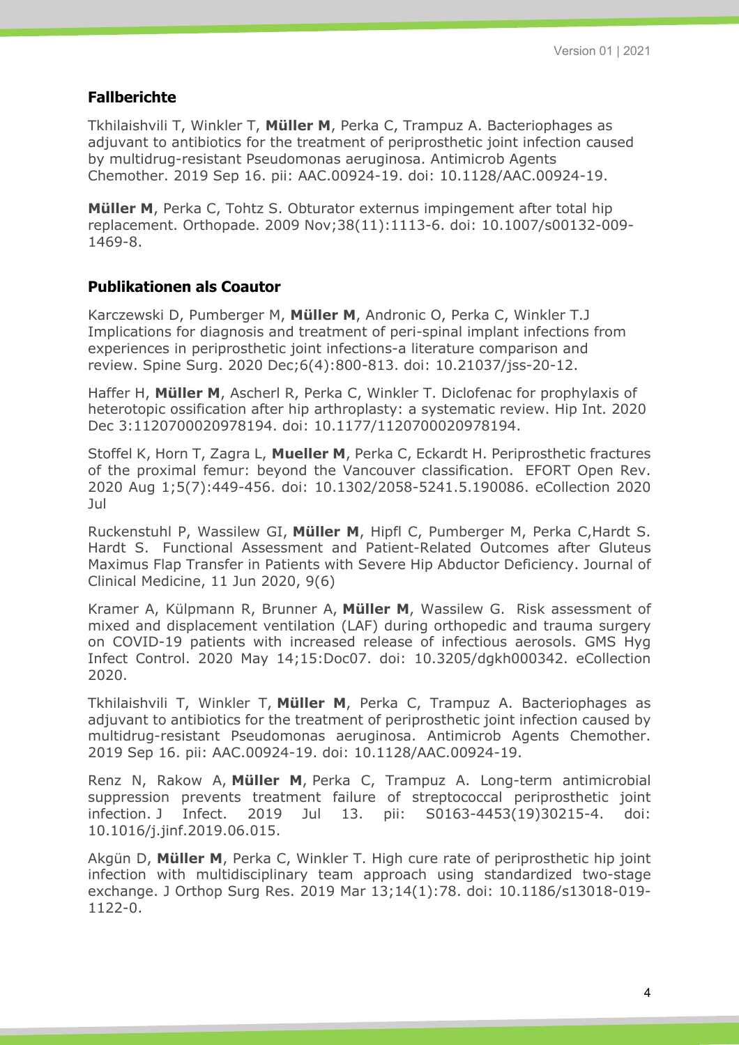## Fallberichte

Tkhilaishvili T, Winkler T, **Müller M**, Perka C, Trampuz A. Bacteriophages as adjuvant to antibiotics for the treatment of periprosthetic joint infection caused by multidrug-resistant Pseudomonas aeruginosa. Antimicrob Agents Chemother. 2019 Sep 16. pii: AAC.00924-19. doi: 10.1128/AAC.00924-19.

**Müller M**, Perka C, Tohtz S. Obturator externus impingement after total hip replacement. Orthopade. 2009 Nov;38(11):1113-6. doi: 10.1007/s00132-009-1469-8.

## Publikationen als Coautor

Karczewski D, Pumberger M, **Müller M**, Andronic O, Perka C, Winkler T.J Implications for diagnosis and treatment of peri-spinal implant infections from experiences in periprosthetic joint infections-a literature comparison and review. Spine Surg. 2020 Dec;6(4):800-813. doi: 10.21037/jss-20-12.

Haffer H, **Müller M**, Ascherl R, Perka C, Winkler T. Diclofenac for prophylaxis of heterotopic ossification after hip arthroplasty: a systematic review. Hip Int. 2020 Dec 3:1120700020978194. doi: 10.1177/1120700020978194.

Stoffel K, Horn T, Zagra L, **Mueller M**, Perka C, Eckardt H. Periprosthetic fractures of the proximal femur: beyond the Vancouver classification. EFORT Open Rev. 2020 Aug 1;5(7):449-456. doi: 10.1302/2058-5241.5.190086. eCollection 2020 Jul

Ruckenstuhl P, Wassilew GI, **Müller M**, Hipfl C, Pumberger M, Perka C,Hardt S. Hardt S. Functional Assessment and Patient-Related Outcomes after Gluteus Maximus Flap Transfer in Patients with Severe Hip Abductor Deficiency. Journal of Clinical Medicine, 11 Jun 2020, 9(6)

Kramer A, Külpmann R, Brunner A, **Müller M**, Wassilew G. Risk assessment of mixed and displacement ventilation (LAF) during orthopedic and trauma surgery on COVID-19 patients with increased release of infectious aerosols. GMS Hyg Infect Control. 2020 May 14;15:Doc07. doi: 10.3205/dgkh000342. eCollection 2020.

Tkhilaishvili T, Winkler T, **Müller M**, Perka C, Trampuz A. Bacteriophages as adjuvant to antibiotics for the treatment of periprosthetic joint infection caused by multidrug-resistant Pseudomonas aeruginosa. Antimicrob Agents Chemother. 2019 Sep 16. pii: AAC.00924-19. doi: 10.1128/AAC.00924-19.

Renz N, Rakow A, **Müller M**, Perka C, Trampuz A. Long-term antimicrobial suppression prevents treatment failure of streptococcal periprosthetic joint infection. J Infect. 2019 Jul 13. pii: S0163-4453(19)30215-4. doi: 10.1016/j.jinf.2019.06.015.

Akgün D, **Müller M**, Perka C, Winkler T. High cure rate of periprosthetic hip joint infection with multidisciplinary team approach using standardized two-stage exchange. J Orthop Surg Res. 2019 Mar 13;14(1):78. doi: 10.1186/s13018-019-1122-0.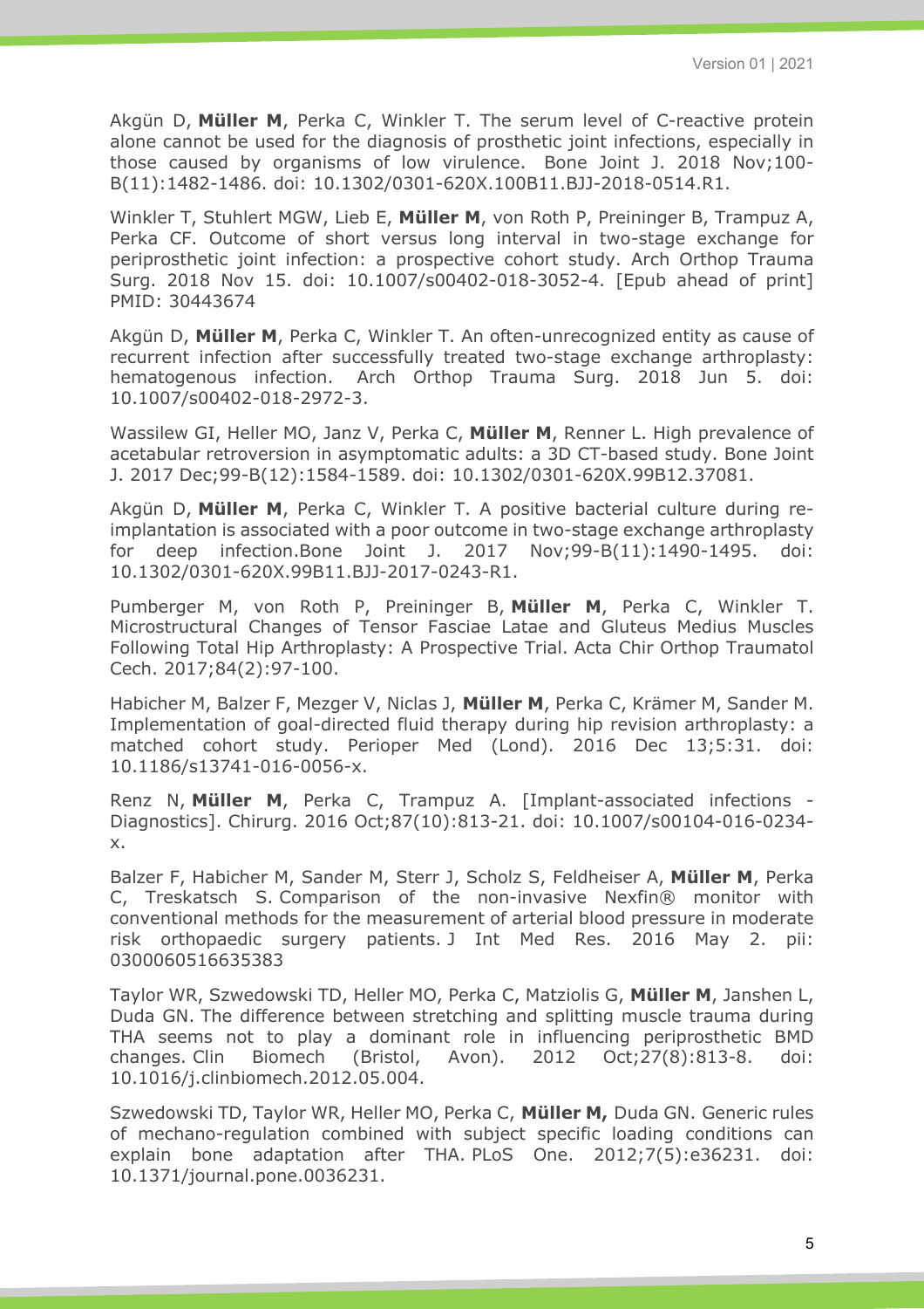Akgün D, **Müller M**, Perka C, Winkler T. The serum level of C-reactive protein alone cannot be used for the diagnosis of prosthetic joint infections, especially in those caused by organisms of low virulence. Bone Joint J. 2018 Nov;100-B(11):1482-1486. doi: 10.1302/0301-620X.100B11.BJJ-2018-0514.R1.

Winkler T, Stuhlert MGW, Lieb E, **Müller M**, von Roth P, Preininger B, Trampuz A, Perka CF. Outcome of short versus long interval in two-stage exchange for periprosthetic joint infection: a prospective cohort study. Arch Orthop Trauma Surg. 2018 Nov 15. doi: 10.1007/s00402-018-3052-4. [Epub ahead of print] PMID: 30443674

Akgün D, **Müller M**, Perka C, Winkler T. An often-unrecognized entity as cause of recurrent infection after successfully treated two-stage exchange arthroplasty: hematogenous infection. Arch Orthop Trauma Surg. 2018 Jun 5. doi: 10.1007/s00402-018-2972-3.

Wassilew GI, Heller MO, Janz V, Perka C, **Müller M**, Renner L. High prevalence of acetabular retroversion in asymptomatic adults: a 3D CT-based study. Bone Joint J. 2017 Dec;99-B(12):1584-1589. doi: 10.1302/0301-620X.99B12.37081.

Akgün D, **Müller M**, Perka C, Winkler T. A positive bacterial culture during re-implantation is associated with a poor outcome in two-stage exchange arthroplasty for deep infection.Bone Joint J. 2017 Nov;99-B(11):1490-1495. doi: 10.1302/0301-620X.99B11.BJJ-2017-0243-R1.

Pumberger M, von Roth P, Preininger B, **Müller M**, Perka C, Winkler T. Microstructural Changes of Tensor Fasciae Latae and Gluteus Medius Muscles Following Total Hip Arthroplasty: A Prospective Trial. Acta Chir Orthop Traumatol Cech. 2017;84(2):97-100.

Habicher M, Balzer F, Mezger V, Niclas J, **Müller M**, Perka C, Krämer M, Sander M. Implementation of goal-directed fluid therapy during hip revision arthroplasty: a matched cohort study. Perioper Med (Lond). 2016 Dec 13;5:31. doi: 10.1186/s13741-016-0056-x.

Renz N, **Müller M**, Perka C, Trampuz A. [Implant-associated infections - Diagnostics]. Chirurg. 2016 Oct;87(10):813-21. doi: 10.1007/s00104-016-0234-x.

Balzer F, Habicher M, Sander M, Sterr J, Scholz S, Feldheiser A, **Müller M**, Perka C, Treskatsch S. Comparison of the non-invasive Nexfin® monitor with conventional methods for the measurement of arterial blood pressure in moderate risk orthopaedic surgery patients. J Int Med Res. 2016 May 2. pii: 0300060516635383

Taylor WR, Szwedowski TD, Heller MO, Perka C, Matziolis G, **Müller M**, Janshen L, Duda GN. The difference between stretching and splitting muscle trauma during THA seems not to play a dominant role in influencing periprosthetic BMD changes. Clin Biomech (Bristol, Avon). 2012 Oct;27(8):813-8. doi: 10.1016/j.clinbiomech.2012.05.004.

Szwedowski TD, Taylor WR, Heller MO, Perka C, **Müller M,** Duda GN. Generic rules of mechano-regulation combined with subject specific loading conditions can explain bone adaptation after THA. PLoS One. 2012;7(5):e36231. doi: 10.1371/journal.pone.0036231.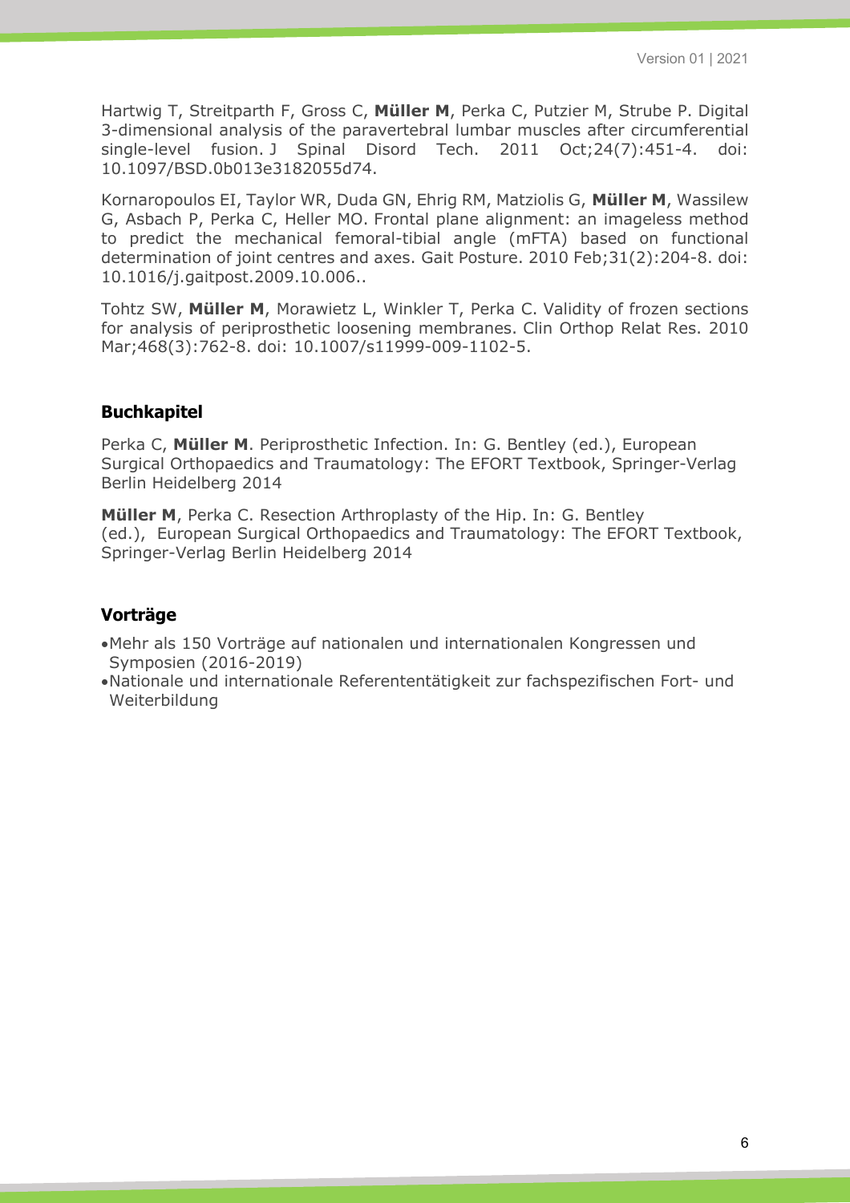Hartwig T, Streitparth F, Gross C, **Müller M**, Perka C, Putzier M, Strube P. Digital 3-dimensional analysis of the paravertebral lumbar muscles after circumferential single-level fusion. J Spinal Disord Tech. 2011 Oct;24(7):451-4. doi: 10.1097/BSD.0b013e3182055d74.

Kornaropoulos EI, Taylor WR, Duda GN, Ehrig RM, Matziolis G, **Müller M**, Wassilew G, Asbach P, Perka C, Heller MO. Frontal plane alignment: an imageless method to predict the mechanical femoral-tibial angle (mFTA) based on functional determination of joint centres and axes. Gait Posture. 2010 Feb;31(2):204-8. doi: 10.1016/j.gaitpost.2009.10.006..

Tohtz SW, **Müller M**, Morawietz L, Winkler T, Perka C. Validity of frozen sections for analysis of periprosthetic loosening membranes. Clin Orthop Relat Res. 2010 Mar;468(3):762-8. doi: 10.1007/s11999-009-1102-5.

## Buchkapitel

Perka C, **Müller M**. Periprosthetic Infection. In: G. Bentley (ed.), European Surgical Orthopaedics and Traumatology: The EFORT Textbook, Springer-Verlag Berlin Heidelberg 2014

**Müller M**, Perka C. Resection Arthroplasty of the Hip. In: G. Bentley (ed.), European Surgical Orthopaedics and Traumatology: The EFORT Textbook, Springer-Verlag Berlin Heidelberg 2014

## Vorträge

- Mehr als 150 Vorträge auf nationalen und internationalen Kongressen und Symposien (2016-2019)
- Nationale und internationale Referententätigkeit zur fachspezifischen Fort- und Weiterbildung